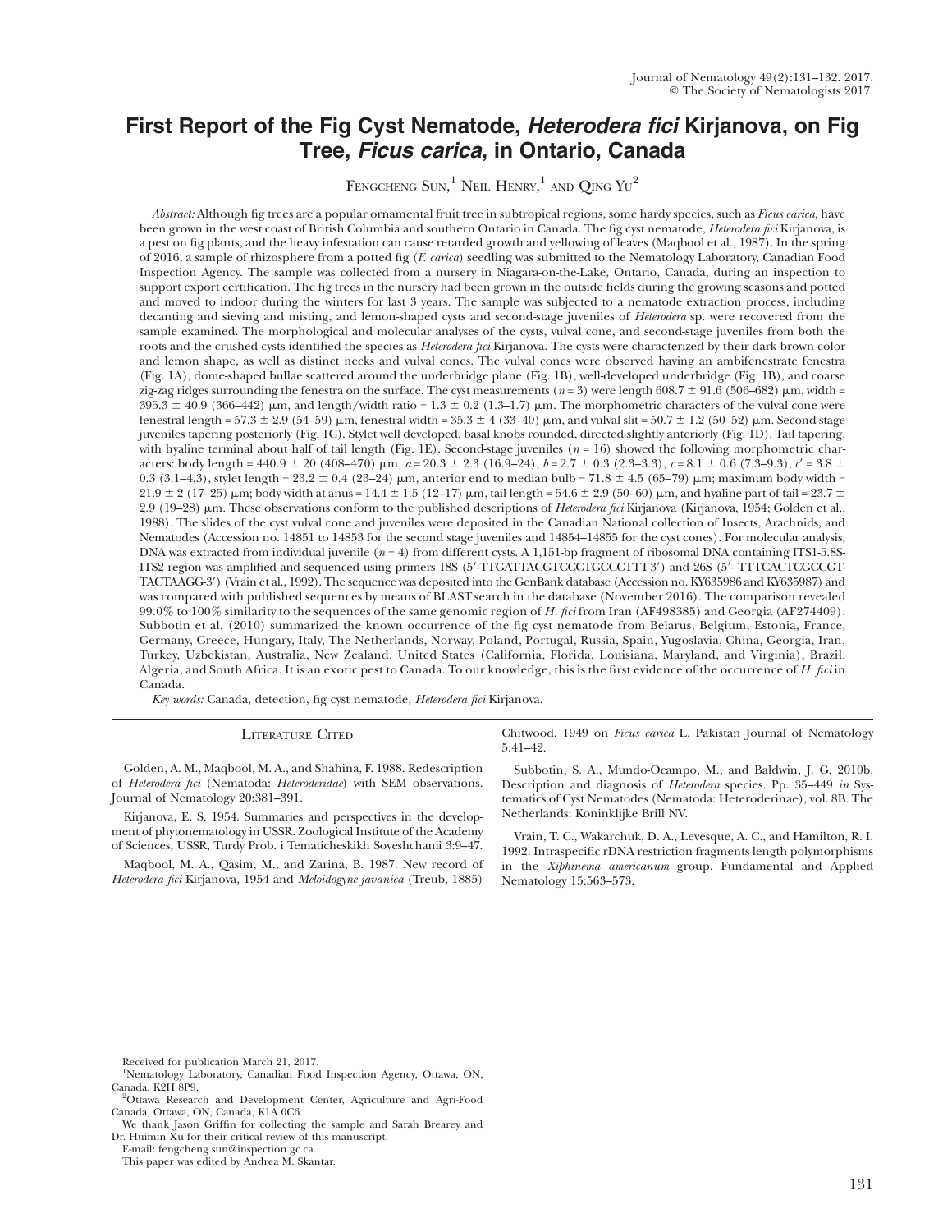# First Report of the Fig Cyst Nematode, *Heterodera fici* Kirjanova, on Fig Tree, *Ficus carica*, in Ontario, Canada

Fengcheng Sun,[1] Neil Henry,[1] and Qing Yu[2]

*Abstract:* Although fig trees are a popular ornamental fruit tree in subtropical regions, some hardy species, such as *Ficus carica*, have been grown in the west coast of British Columbia and southern Ontario in Canada. The fig cyst nematode, *Heterodera fici* Kirjanova, is a pest on fig plants, and the heavy infestation can cause retarded growth and yellowing of leaves (Maqbool et al., 1987). In the spring of 2016, a sample of rhizosphere from a potted fig (*F. carica*) seedling was submitted to the Nematology Laboratory, Canadian Food Inspection Agency. The sample was collected from a nursery in Niagara-on-the-Lake, Ontario, Canada, during an inspection to support export certification. The fig trees in the nursery had been grown in the outside fields during the growing seasons and potted and moved to indoor during the winters for last 3 years. The sample was subjected to a nematode extraction process, including decanting and sieving and misting, and lemon-shaped cysts and second-stage juveniles of *Heterodera* sp. were recovered from the sample examined. The morphological and molecular analyses of the cysts, vulval cone, and second-stage juveniles from both the roots and the crushed cysts identified the species as *Heterodera fici* Kirjanova. The cysts were characterized by their dark brown color and lemon shape, as well as distinct necks and vulval cones. The vulval cones were observed having an ambifenestrate fenestra (Fig. 1A), dome-shaped bullae scattered around the underbridge plane (Fig. 1B), well-developed underbridge (Fig. 1B), and coarse zig-zag ridges surrounding the fenestra on the surface. The cyst measurements ($n = 3$) were length 608.7 ± 91.6 (506–682) μm, width = 395.3 ± 40.9 (366–442) μm, and length/width ratio = 1.3 ± 0.2 (1.3–1.7) μm. The morphometric characters of the vulval cone were fenestral length = 57.3 ± 2.9 (54–59) μm, fenestral width = 35.3 ± 4 (33–40) μm, and vulval slit = 50.7 ± 1.2 (50–52) μm. Second-stage juveniles tapering posteriorly (Fig. 1C). Stylet well developed, basal knobs rounded, directed slightly anteriorly (Fig. 1D). Tail tapering, with hyaline terminal about half of tail length (Fig. 1E). Second-stage juveniles ($n = 16$) showed the following morphometric characters: body length = 440.9 ± 20 (408–470) μm, $a = 20.3 \pm 2.3$ (16.9–24), $b = 2.7 \pm 0.3$ (2.3–3.3), $c = 8.1 \pm 0.6$ (7.3–9.3), $c' = 3.8 \pm 0.3$ (3.1–4.3), stylet length = 23.2 ± 0.4 (23–24) μm, anterior end to median bulb = 71.8 ± 4.5 (65–79) μm; maximum body width = 21.9 ± 2 (17–25) μm; body width at anus = 14.4 ± 1.5 (12–17) μm, tail length = 54.6 ± 2.9 (50–60) μm, and hyaline part of tail = 23.7 ± 2.9 (19–28) μm. These observations conform to the published descriptions of *Heterodera fici* Kirjanova (Kirjanova, 1954; Golden et al., 1988). The slides of the cyst vulval cone and juveniles were deposited in the Canadian National collection of Insects, Arachnids, and Nematodes (Accession no. 14851 to 14853 for the second stage juveniles and 14854–14855 for the cyst cones). For molecular analysis, DNA was extracted from individual juvenile ($n = 4$) from different cysts. A 1,151-bp fragment of ribosomal DNA containing ITS1-5.8S-ITS2 region was amplified and sequenced using primers 18S (5′-TTGATTACGTCCCTGCCCTTT-3′) and 26S (5′- TTTCACTCGCCGT-TACTAAGG-3′) (Vrain et al., 1992). The sequence was deposited into the GenBank database (Accession no. KY635986 and KY635987) and was compared with published sequences by means of BLAST search in the database (November 2016). The comparison revealed 99.0% to 100% similarity to the sequences of the same genomic region of *H. fici* from Iran (AF498385) and Georgia (AF274409). Subbotin et al. (2010) summarized the known occurrence of the fig cyst nematode from Belarus, Belgium, Estonia, France, Germany, Greece, Hungary, Italy, The Netherlands, Norway, Poland, Portugal, Russia, Spain, Yugoslavia, China, Georgia, Iran, Turkey, Uzbekistan, Australia, New Zealand, United States (California, Florida, Louisiana, Maryland, and Virginia), Brazil, Algeria, and South Africa. It is an exotic pest to Canada. To our knowledge, this is the first evidence of the occurrence of *H. fici* in Canada.

*Key words:* Canada, detection, fig cyst nematode, *Heterodera fici* Kirjanova.

## Literature Cited

Golden, A. M., Maqbool, M. A., and Shahina, F. 1988. Redescription of *Heterodera fici* (Nematoda: *Heteroderidae*) with SEM observations. Journal of Nematology 20:381–391.

Kirjanova, E. S. 1954. Summaries and perspectives in the development of phytonematology in USSR. Zoological Institute of the Academy of Sciences, USSR, Turdy Prob. i Tematicheskikh Soveshchanii 3:9–47.

Maqbool, M. A., Qasim, M., and Zarina, B. 1987. New record of *Heterodera fici* Kirjanova, 1954 and *Meloidogyne javanica* (Treub, 1885) Chitwood, 1949 on *Ficus carica* L. Pakistan Journal of Nematology 5:41–42.

Subbotin, S. A., Mundo-Ocampo, M., and Baldwin, J. G. 2010b. Description and diagnosis of *Heterodera* species. Pp. 35–449 *in* Systematics of Cyst Nematodes (Nematoda: Heteroderinae), vol. 8B. The Netherlands: Koninklijke Brill NV.

Vrain, T. C., Wakarchuk, D. A., Levesque, A. C., and Hamilton, R. I. 1992. Intraspecific rDNA restriction fragments length polymorphisms in the *Xiphinema americanum* group. Fundamental and Applied Nematology 15:563–573.

---

Received for publication March 21, 2017.

[1]Nematology Laboratory, Canadian Food Inspection Agency, Ottawa, ON, Canada, K2H 8P9.

[2]Ottawa Research and Development Center, Agriculture and Agri-Food Canada, Ottawa, ON, Canada, K1A 0C6.

We thank Jason Griffin for collecting the sample and Sarah Brearey and Dr. Huimin Xu for their critical review of this manuscript.

E-mail: fengcheng.sun@inspection.gc.ca.

This paper was edited by Andrea M. Skantar.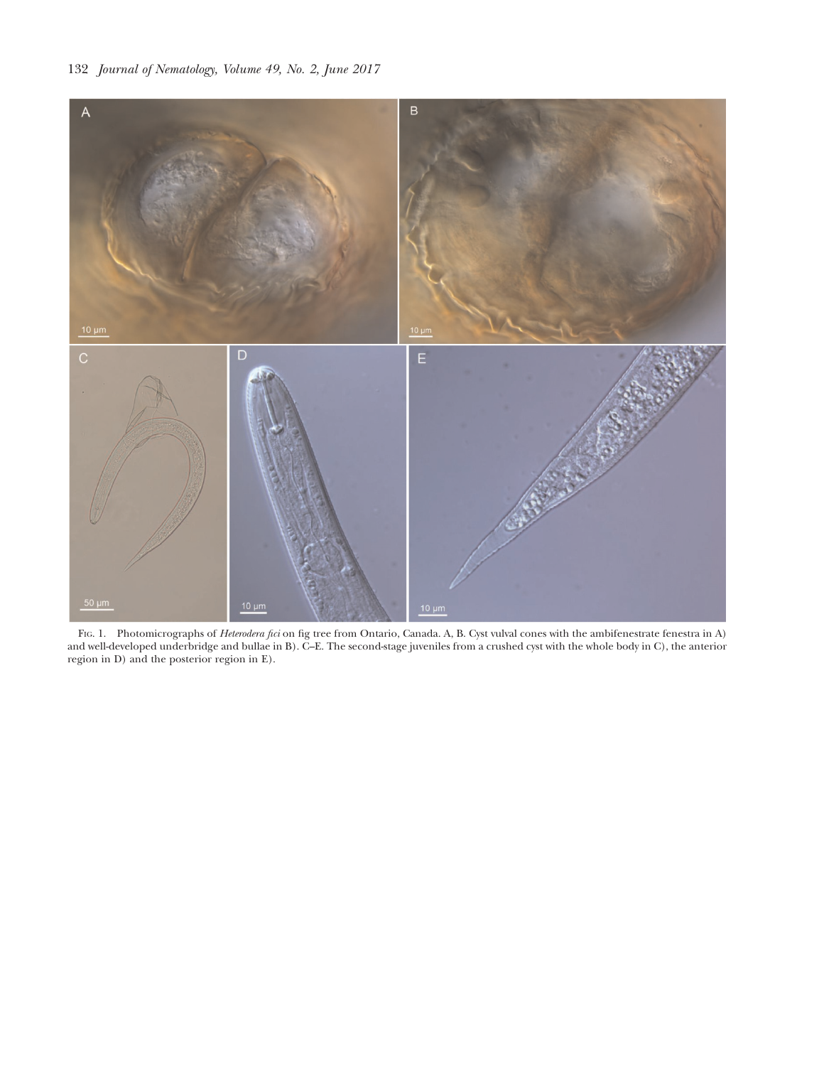Fig. 1. Photomicrographs of *Heterodera fici* on fig tree from Ontario, Canada. A, B. Cyst vulval cones with the ambifenestrate fenestra in A) and well-developed underbridge and bullae in B). C–E. The second-stage juveniles from a crushed cyst with the whole body in C), the anterior region in D) and the posterior region in E).